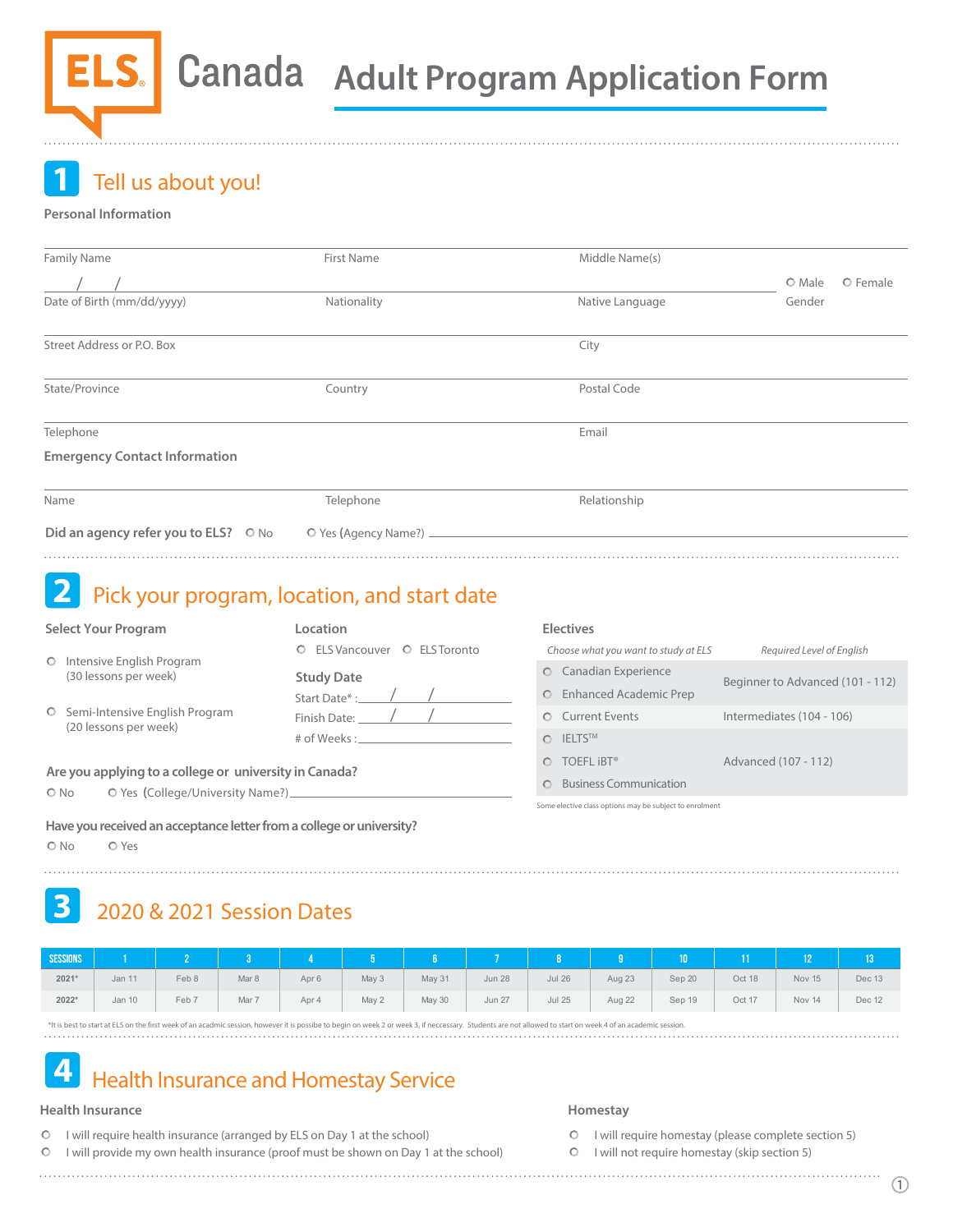# ELS Canada — Adult Program Application Form

## 1 Tell us about you!

### Personal Information

Family Name | First Name | Middle Name(s)

___/___/___ Date of Birth (mm/dd/yyyy) | Nationality | Native Language | ○ Male ○ Female Gender

Street Address or P.O. Box | City

State/Province | Country | Postal Code

Telephone | Email

### Emergency Contact Information

Name | Telephone | Relationship

**Did an agency refer you to ELS?** ○ No ○ Yes (Agency Name?) ________________

## 2 Pick your program, location, and start date

### Select Your Program

○ Intensive English Program (30 lessons per week)

○ Semi-Intensive English Program (20 lessons per week)

### Location

○ ELS Vancouver ○ ELS Toronto

### Study Date

Start Date*: ___/___/___

Finish Date: ___/___/___

\# of Weeks: ________

### Electives

| *Choose what you want to study at ELS* | *Required Level of English* |
|---|---|
| ○ Canadian Experience | Beginner to Advanced (101 - 112) |
| ○ Enhanced Academic Prep | |
| ○ Current Events | Intermediates (104 - 106) |
| ○ IELTS™ | Advanced (107 - 112) |
| ○ TOEFL iBT® | |
| ○ Business Communication | |

Some elective class options may be subject to enrolment

**Are you applying to a college or university in Canada?**

○ No ○ Yes (College/University Name?) ________________

**Have you received an acceptance letter from a college or university?**

○ No ○ Yes

## 3 2020 & 2021 Session Dates

| SESSIONS | 1 | 2 | 3 | 4 | 5 | 6 | 7 | 8 | 9 | 10 | 11 | 12 | 13 |
|---|---|---|---|---|---|---|---|---|---|---|---|---|---|
| 2021* | Jan 11 | Feb 8 | Mar 8 | Apr 6 | May 3 | May 31 | Jun 28 | Jul 26 | Aug 23 | Sep 20 | Oct 18 | Nov 15 | Dec 13 |
| 2022* | Jan 10 | Feb 7 | Mar 7 | Apr 4 | May 2 | May 30 | Jun 27 | Jul 25 | Aug 22 | Sep 19 | Oct 17 | Nov 14 | Dec 12 |

*It is best to start at ELS on the first week of an acadmic session, however it is possibe to begin on week 2 or week 3, if neccessary. Students are not allowed to start on week 4 of an academic session.

## 4 Health Insurance and Homestay Service

### Health Insurance

○ I will require health insurance (arranged by ELS on Day 1 at the school)

○ I will provide my own health insurance (proof must be shown on Day 1 at the school)

### Homestay

○ I will require homestay (please complete section 5)

○ I will not require homestay (skip section 5)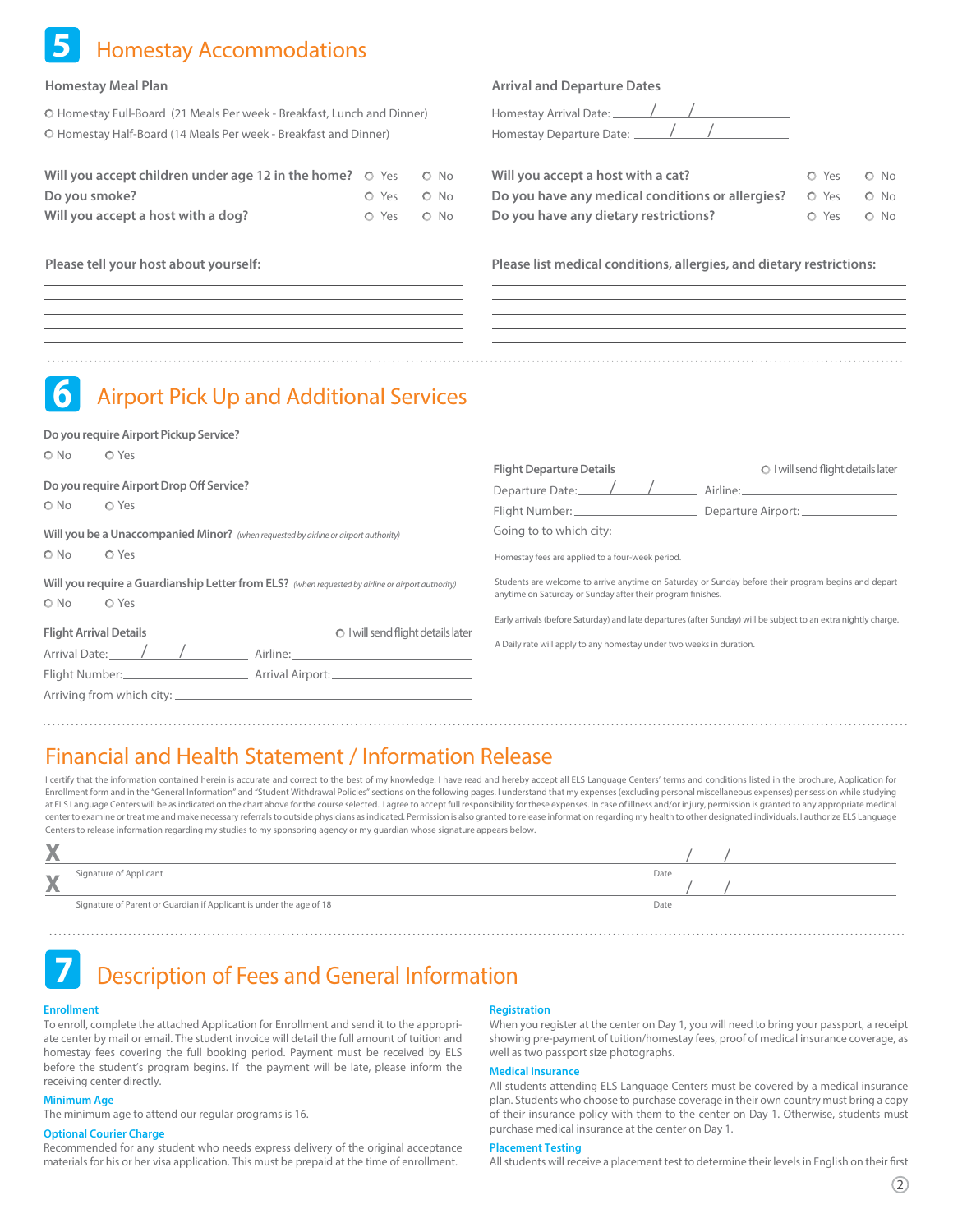# 5 Homestay Accommodations

### Homestay Meal Plan

- ○ Homestay Full-Board (21 Meals Per week - Breakfast, Lunch and Dinner)
- ○ Homestay Half-Board (14 Meals Per week - Breakfast and Dinner)

### Arrival and Departure Dates

Homestay Arrival Date: ______ / ______ / ______

Homestay Departure Date: ______ / ______ / ______

**Will you accept children under age 12 in the home?** ○ Yes ○ No

**Do you smoke?** ○ Yes ○ No

**Will you accept a host with a dog?** ○ Yes ○ No

**Will you accept a host with a cat?** ○ Yes ○ No

**Do you have any medical conditions or allergies?** ○ Yes ○ No

**Do you have any dietary restrictions?** ○ Yes ○ No

**Please tell your host about yourself:**

________________________________________

________________________________________

________________________________________

________________________________________

**Please list medical conditions, allergies, and dietary restrictions:**

________________________________________

________________________________________

________________________________________

________________________________________

# 6 Airport Pick Up and Additional Services

**Do you require Airport Pickup Service?**

○ No ○ Yes

**Do you require Airport Drop Off Service?**

○ No ○ Yes

**Will you be a Unaccompanied Minor?** *(when requested by airline or airport authority)*

○ No ○ Yes

**Will you require a Guardianship Letter from ELS?** *(when requested by airline or airport authority)*

○ No ○ Yes

**Flight Arrival Details** ○ I will send flight details later

Arrival Date: ______ / ______ / ______ Airline: ______________________

Flight Number: ______________________ Arrival Airport: ______________________

Arriving from which city: ______________________

**Flight Departure Details** ○ I will send flight details later

Departure Date: ______ / ______ / ______ Airline: ______________________

Flight Number: ______________________ Departure Airport: ______________________

Going to to which city: ______________________

Homestay fees are applied to a four-week period.

Students are welcome to arrive anytime on Saturday or Sunday before their program begins and depart anytime on Saturday or Sunday after their program finishes.

Early arrivals (before Saturday) and late departures (after Sunday) will be subject to an extra nightly charge.

A Daily rate will apply to any homestay under two weeks in duration.

## Financial and Health Statement / Information Release

I certify that the information contained herein is accurate and correct to the best of my knowledge. I have read and hereby accept all ELS Language Centers' terms and conditions listed in the brochure, Application for Enrollment form and in the "General Information" and "Student Withdrawal Policies" sections on the following pages. I understand that my expenses (excluding personal miscellaneous expenses) per session while studying at ELS Language Centers will be as indicated on the chart above for the course selected. I agree to accept full responsibility for these expenses. In case of illness and/or injury, permission is granted to any appropriate medical center to examine or treat me and make necessary referrals to outside physicians as indicated. Permission is also granted to release information regarding my health to other designated individuals. I authorize ELS Language Centers to release information regarding my studies to my sponsoring agency or my guardian whose signature appears below.

**X** ________________________________________ ______ / ______ / ______

Signature of Applicant Date

**X** ________________________________________ ______ / ______ / ______

Signature of Parent or Guardian if Applicant is under the age of 18 Date

# 7 Description of Fees and General Information

### Enrollment

To enroll, complete the attached Application for Enrollment and send it to the appropriate center by mail or email. The student invoice will detail the full amount of tuition and homestay fees covering the full booking period. Payment must be received by ELS before the student's program begins. If the payment will be late, please inform the receiving center directly.

### Minimum Age

The minimum age to attend our regular programs is 16.

### Optional Courier Charge

Recommended for any student who needs express delivery of the original acceptance materials for his or her visa application. This must be prepaid at the time of enrollment.

### Registration

When you register at the center on Day 1, you will need to bring your passport, a receipt showing pre-payment of tuition/homestay fees, proof of medical insurance coverage, as well as two passport size photographs.

### Medical Insurance

All students attending ELS Language Centers must be covered by a medical insurance plan. Students who choose to purchase coverage in their own country must bring a copy of their insurance policy with them to the center on Day 1. Otherwise, students must purchase medical insurance at the center on Day 1.

### Placement Testing

All students will receive a placement test to determine their levels in English on their first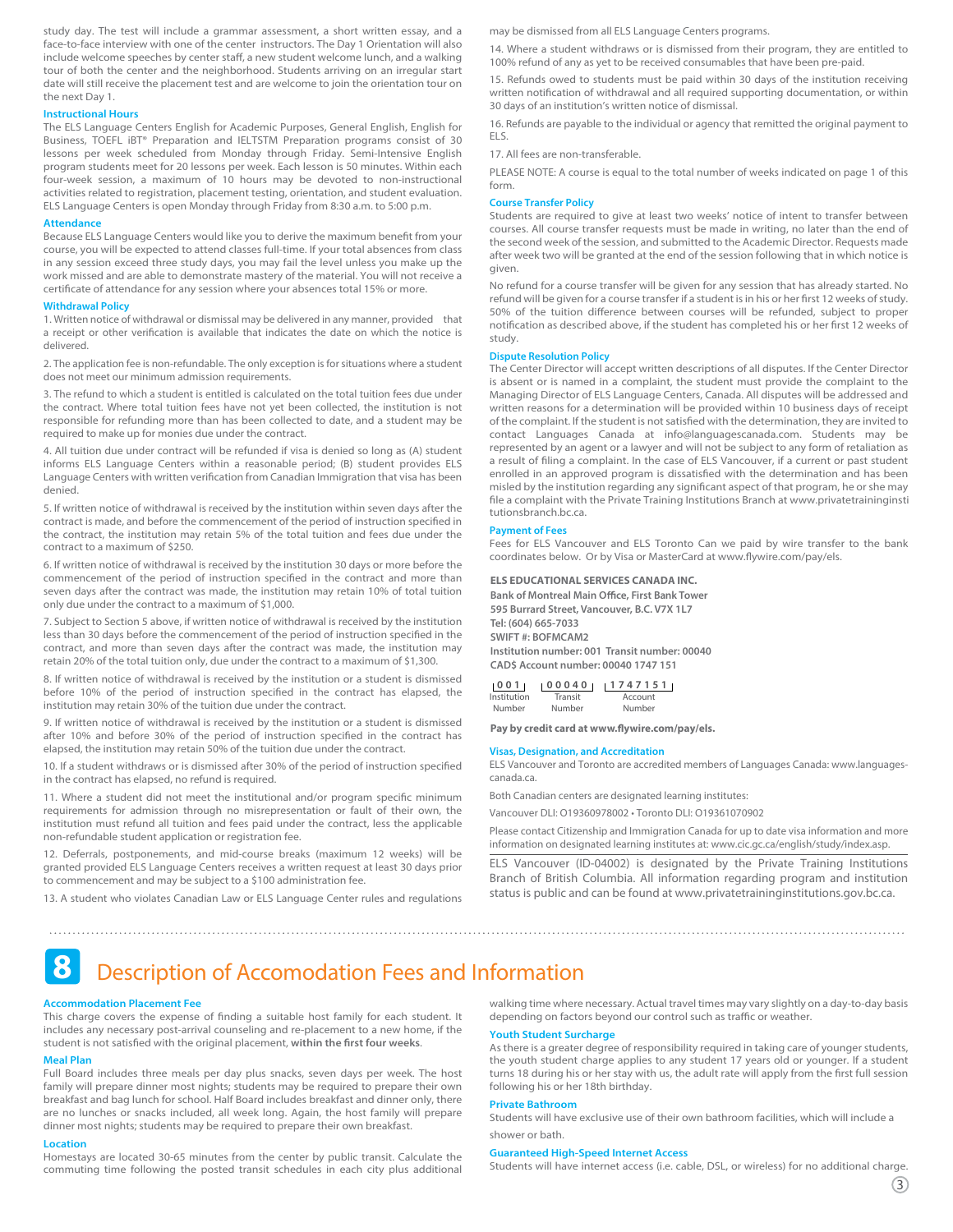study day. The test will include a grammar assessment, a short written essay, and a face-to-face interview with one of the center instructors. The Day 1 Orientation will also include welcome speeches by center staff, a new student welcome lunch, and a walking tour of both the center and the neighborhood. Students arriving on an irregular start date will still receive the placement test and are welcome to join the orientation tour on the next Day 1.

### Instructional Hours

The ELS Language Centers English for Academic Purposes, General English, English for Business, TOEFL iBT® Preparation and IELTSTM Preparation programs consist of 30 lessons per week scheduled from Monday through Friday. Semi-Intensive English program students meet for 20 lessons per week. Each lesson is 50 minutes. Within each four-week session, a maximum of 10 hours may be devoted to non-instructional activities related to registration, placement testing, orientation, and student evaluation. ELS Language Centers is open Monday through Friday from 8:30 a.m. to 5:00 p.m.

### Attendance

Because ELS Language Centers would like you to derive the maximum benefit from your course, you will be expected to attend classes full-time. If your total absences from class in any session exceed three study days, you may fail the level unless you make up the work missed and are able to demonstrate mastery of the material. You will not receive a certificate of attendance for any session where your absences total 15% or more.

### Withdrawal Policy

1. Written notice of withdrawal or dismissal may be delivered in any manner, provided that a receipt or other verification is available that indicates the date on which the notice is delivered.

2. The application fee is non-refundable. The only exception is for situations where a student does not meet our minimum admission requirements.

3. The refund to which a student is entitled is calculated on the total tuition fees due under the contract. Where total tuition fees have not yet been collected, the institution is not responsible for refunding more than has been collected to date, and a student may be required to make up for monies due under the contract.

4. All tuition due under contract will be refunded if visa is denied so long as (A) student informs ELS Language Centers within a reasonable period; (B) student provides ELS Language Centers with written verification from Canadian Immigration that visa has been denied.

5. If written notice of withdrawal is received by the institution within seven days after the contract is made, and before the commencement of the period of instruction specified in the contract, the institution may retain 5% of the total tuition and fees due under the contract to a maximum of $250.

6. If written notice of withdrawal is received by the institution 30 days or more before the commencement of the period of instruction specified in the contract and more than seven days after the contract was made, the institution may retain 10% of total tuition only due under the contract to a maximum of $1,000.

7. Subject to Section 5 above, if written notice of withdrawal is received by the institution less than 30 days before the commencement of the period of instruction specified in the contract, and more than seven days after the contract was made, the institution may retain 20% of the total tuition only, due under the contract to a maximum of $1,300.

8. If written notice of withdrawal is received by the institution or a student is dismissed before 10% of the period of instruction specified in the contract has elapsed, the institution may retain 30% of the tuition due under the contract.

9. If written notice of withdrawal is received by the institution or a student is dismissed after 10% and before 30% of the period of instruction specified in the contract has elapsed, the institution may retain 50% of the tuition due under the contract.

10. If a student withdraws or is dismissed after 30% of the period of instruction specified in the contract has elapsed, no refund is required.

11. Where a student did not meet the institutional and/or program specific minimum requirements for admission through no misrepresentation or fault of their own, the institution must refund all tuition and fees paid under the contract, less the applicable non-refundable student application or registration fee.

12. Deferrals, postponements, and mid-course breaks (maximum 12 weeks) will be granted provided ELS Language Centers receives a written request at least 30 days prior to commencement and may be subject to a $100 administration fee.

13. A student who violates Canadian Law or ELS Language Center rules and regulations may be dismissed from all ELS Language Centers programs.

14. Where a student withdraws or is dismissed from their program, they are entitled to 100% refund of any as yet to be received consumables that have been pre-paid.

15. Refunds owed to students must be paid within 30 days of the institution receiving written notification of withdrawal and all required supporting documentation, or within 30 days of an institution's written notice of dismissal.

16. Refunds are payable to the individual or agency that remitted the original payment to ELS.

17. All fees are non-transferable.

PLEASE NOTE: A course is equal to the total number of weeks indicated on page 1 of this form.

### Course Transfer Policy

Students are required to give at least two weeks' notice of intent to transfer between courses. All course transfer requests must be made in writing, no later than the end of the second week of the session, and submitted to the Academic Director. Requests made after week two will be granted at the end of the session following that in which notice is given.

No refund for a course transfer will be given for any session that has already started. No refund will be given for a course transfer if a student is in his or her first 12 weeks of study. 50% of the tuition difference between courses will be refunded, subject to proper notification as described above, if the student has completed his or her first 12 weeks of study.

### Dispute Resolution Policy

The Center Director will accept written descriptions of all disputes. If the Center Director is absent or is named in a complaint, the student must provide the complaint to the Managing Director of ELS Language Centers, Canada. All disputes will be addressed and written reasons for a determination will be provided within 10 business days of receipt of the complaint. If the student is not satisfied with the determination, they are invited to contact Languages Canada at info@languagescanada.com. Students may be represented by an agent or a lawyer and will not be subject to any form of retaliation as a result of filing a complaint. In the case of ELS Vancouver, if a current or past student enrolled in an approved program is dissatisfied with the determination and has been misled by the institution regarding any significant aspect of that program, he or she may file a complaint with the Private Training Institutions Branch at www.privatetraininginstitutionsbranch.bc.ca.

### Payment of Fees

Fees for ELS Vancouver and ELS Toronto Can we paid by wire transfer to the bank coordinates below. Or by Visa or MasterCard at www.flywire.com/pay/els.

**ELS EDUCATIONAL SERVICES CANADA INC.**
**Bank of Montreal Main Office, First Bank Tower**
**595 Burrard Street, Vancouver, B.C. V7X 1L7**
**Tel: (604) 665-7033**
**SWIFT #: BOFMCAM2**
**Institution number: 001 Transit number: 00040**
**CAD$ Account number: 00040 1747 151**

| 001 | 00040 | 1747151 |
|---|---|---|
| Institution Number | Transit Number | Account Number |

**Pay by credit card at www.flywire.com/pay/els.**

### Visas, Designation, and Accreditation

ELS Vancouver and Toronto are accredited members of Languages Canada: www.languages-canada.ca.

Both Canadian centers are designated learning institutes:

Vancouver DLI: O19360978002 • Toronto DLI: O19361070902

Please contact Citizenship and Immigration Canada for up to date visa information and more information on designated learning institutes at: www.cic.gc.ca/english/study/index.asp.

ELS Vancouver (ID-04002) is designated by the Private Training Institutions Branch of British Columbia. All information regarding program and institution status is public and can be found at www.privatetraininginstitutions.gov.bc.ca.

## 8 Description of Accomodation Fees and Information

### Accommodation Placement Fee

This charge covers the expense of finding a suitable host family for each student. It includes any necessary post-arrival counseling and re-placement to a new home, if the student is not satisfied with the original placement, **within the first four weeks**.

### Meal Plan

Full Board includes three meals per day plus snacks, seven days per week. The host family will prepare dinner most nights; students may be required to prepare their own breakfast and bag lunch for school. Half Board includes breakfast and dinner only, there are no lunches or snacks included, all week long. Again, the host family will prepare dinner most nights; students may be required to prepare their own breakfast.

### Location

Homestays are located 30-65 minutes from the center by public transit. Calculate the commuting time following the posted transit schedules in each city plus additional walking time where necessary. Actual travel times may vary slightly on a day-to-day basis depending on factors beyond our control such as traffic or weather.

### Youth Student Surcharge

As there is a greater degree of responsibility required in taking care of younger students, the youth student charge applies to any student 17 years old or younger. If a student turns 18 during his or her stay with us, the adult rate will apply from the first full session following his or her 18th birthday.

### Private Bathroom

Students will have exclusive use of their own bathroom facilities, which will include a shower or bath.

### Guaranteed High-Speed Internet Access

Students will have internet access (i.e. cable, DSL, or wireless) for no additional charge.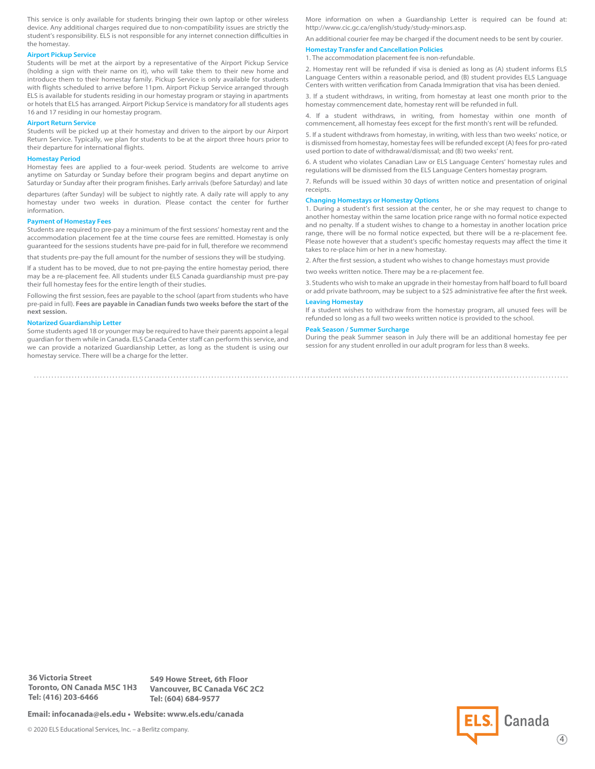This service is only available for students bringing their own laptop or other wireless device. Any additional charges required due to non-compatibility issues are strictly the student's responsibility. ELS is not responsible for any internet connection difficulties in the homestay.

### Airport Pickup Service

Students will be met at the airport by a representative of the Airport Pickup Service (holding a sign with their name on it), who will take them to their new home and introduce them to their homestay family. Pickup Service is only available for students with flights scheduled to arrive before 11pm. Airport Pickup Service arranged through ELS is available for students residing in our homestay program or staying in apartments or hotels that ELS has arranged. Airport Pickup Service is mandatory for all students ages 16 and 17 residing in our homestay program.

### Airport Return Service

Students will be picked up at their homestay and driven to the airport by our Airport Return Service. Typically, we plan for students to be at the airport three hours prior to their departure for international flights.

### Homestay Period

Homestay fees are applied to a four-week period. Students are welcome to arrive anytime on Saturday or Sunday before their program begins and depart anytime on Saturday or Sunday after their program finishes. Early arrivals (before Saturday) and late departures (after Sunday) will be subject to nightly rate. A daily rate will apply to any homestay under two weeks in duration. Please contact the center for further information.

### Payment of Homestay Fees

Students are required to pre-pay a minimum of the first sessions' homestay rent and the accommodation placement fee at the time course fees are remitted. Homestay is only guaranteed for the sessions students have pre-paid for in full, therefore we recommend that students pre-pay the full amount for the number of sessions they will be studying.

If a student has to be moved, due to not pre-paying the entire homestay period, there may be a re-placement fee. All students under ELS Canada guardianship must pre-pay their full homestay fees for the entire length of their studies.

Following the first session, fees are payable to the school (apart from students who have pre-paid in full). **Fees are payable in Canadian funds two weeks before the start of the next session.**

### Notarized Guardianship Letter

Some students aged 18 or younger may be required to have their parents appoint a legal guardian for them while in Canada. ELS Canada Center staff can perform this service, and we can provide a notarized Guardianship Letter, as long as the student is using our homestay service. There will be a charge for the letter.

More information on when a Guardianship Letter is required can be found at: http://www.cic.gc.ca/english/study/study-minors.asp.

An additional courier fee may be charged if the document needs to be sent by courier.

### Homestay Transfer and Cancellation Policies

1. The accommodation placement fee is non-refundable.

2. Homestay rent will be refunded if visa is denied as long as (A) student informs ELS Language Centers within a reasonable period, and (B) student provides ELS Language Centers with written verification from Canada Immigration that visa has been denied.

3. If a student withdraws, in writing, from homestay at least one month prior to the homestay commencement date, homestay rent will be refunded in full.

4. If a student withdraws, in writing, from homestay within one month of commencement, all homestay fees except for the first month's rent will be refunded.

5. If a student withdraws from homestay, in writing, with less than two weeks' notice, or is dismissed from homestay, homestay fees will be refunded except (A) fees for pro-rated used portion to date of withdrawal/dismissal; and (B) two weeks' rent.

6. A student who violates Canadian Law or ELS Language Centers' homestay rules and regulations will be dismissed from the ELS Language Centers homestay program.

7. Refunds will be issued within 30 days of written notice and presentation of original receipts.

### Changing Homestays or Homestay Options

1. During a student's first session at the center, he or she may request to change to another homestay within the same location price range with no formal notice expected and no penalty. If a student wishes to change to a homestay in another location price range, there will be no formal notice expected, but there will be a re-placement fee. Please note however that a student's specific homestay requests may affect the time it takes to re-place him or her in a new homestay.

2. After the first session, a student who wishes to change homestays must provide two weeks written notice. There may be a re-placement fee.

3. Students who wish to make an upgrade in their homestay from half board to full board or add private bathroom, may be subject to a $25 administrative fee after the first week.

### Leaving Homestay

If a student wishes to withdraw from the homestay program, all unused fees will be refunded so long as a full two weeks written notice is provided to the school.

### Peak Season / Summer Surcharge

During the peak Summer season in July there will be an additional homestay fee per session for any student enrolled in our adult program for less than 8 weeks.

**36 Victoria Street**
**Toronto, ON Canada M5C 1H3**
**Tel: (416) 203-6466**

**549 Howe Street, 6th Floor**
**Vancouver, BC Canada V6C 2C2**
**Tel: (604) 684-9577**

**Email: infocanada@els.edu • Website: www.els.edu/canada**

© 2020 ELS Educational Services, Inc. – a Berlitz company.

ELS Canada